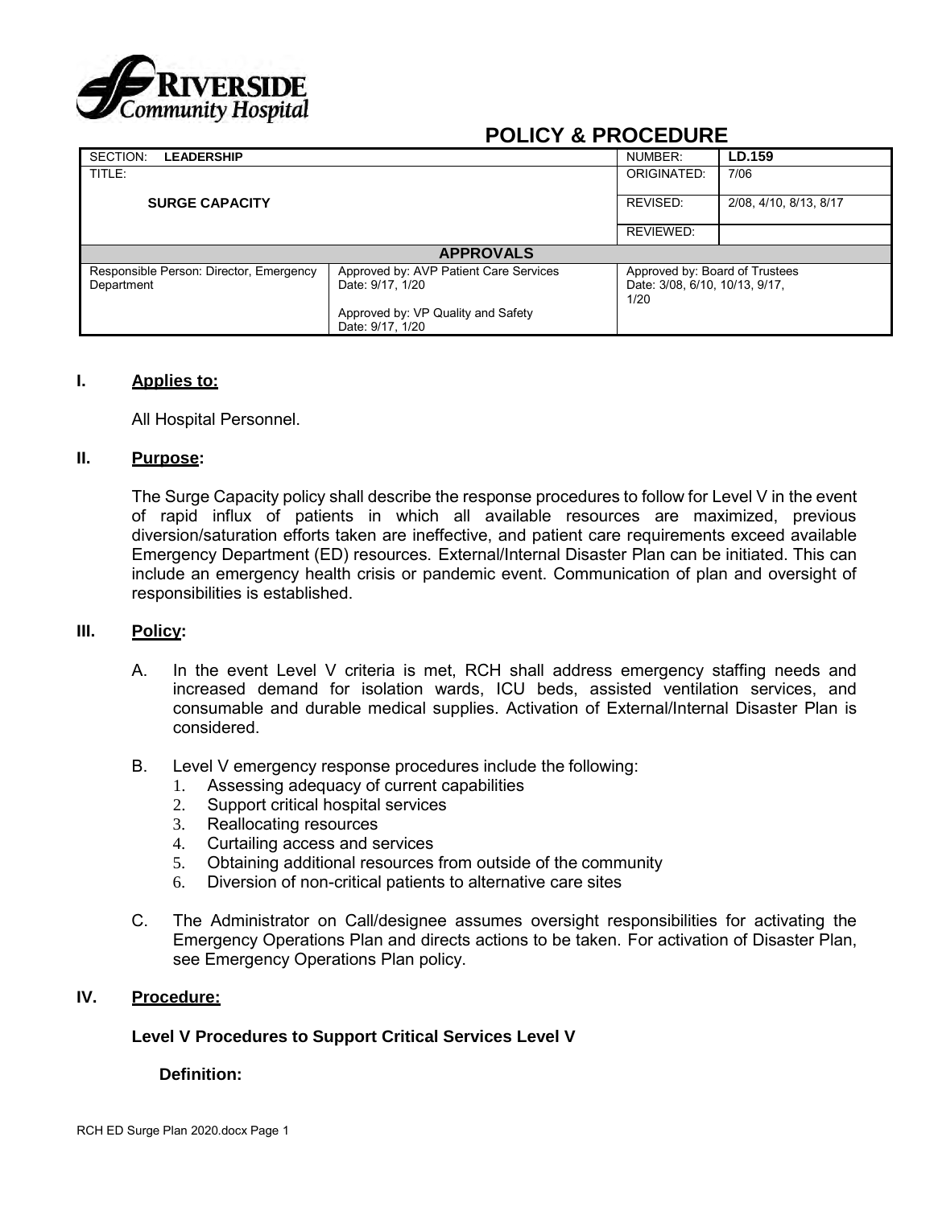Riverside Community Hospital

# POLICY & PROCEDURE

| SECTION: **LEADERSHIP** | | NUMBER: | **LD.159** |
|---|---|---|---|
| TITLE: **SURGE CAPACITY** | | ORIGINATED: | 7/06 |
| | | REVISED: | 2/08, 4/10, 8/13, 8/17 |
| | | REVIEWED: | |
| **APPROVALS** | | | |
| Responsible Person: Director, Emergency Department | Approved by: AVP Patient Care Services Date: 9/17, 1/20<br>Approved by: VP Quality and Safety Date: 9/17, 1/20 | Approved by: Board of Trustees Date: 3/08, 6/10, 10/13, 9/17, 1/20 | |

## I. Applies to:

All Hospital Personnel.

## II. Purpose:

The Surge Capacity policy shall describe the response procedures to follow for Level V in the event of rapid influx of patients in which all available resources are maximized, previous diversion/saturation efforts taken are ineffective, and patient care requirements exceed available Emergency Department (ED) resources. External/Internal Disaster Plan can be initiated. This can include an emergency health crisis or pandemic event. Communication of plan and oversight of responsibilities is established.

## III. Policy:

A. In the event Level V criteria is met, RCH shall address emergency staffing needs and increased demand for isolation wards, ICU beds, assisted ventilation services, and consumable and durable medical supplies. Activation of External/Internal Disaster Plan is considered.

B. Level V emergency response procedures include the following:
   1. Assessing adequacy of current capabilities
   2. Support critical hospital services
   3. Reallocating resources
   4. Curtailing access and services
   5. Obtaining additional resources from outside of the community
   6. Diversion of non-critical patients to alternative care sites

C. The Administrator on Call/designee assumes oversight responsibilities for activating the Emergency Operations Plan and directs actions to be taken. For activation of Disaster Plan, see Emergency Operations Plan policy.

## IV. Procedure:

### Level V Procedures to Support Critical Services Level V

**Definition:**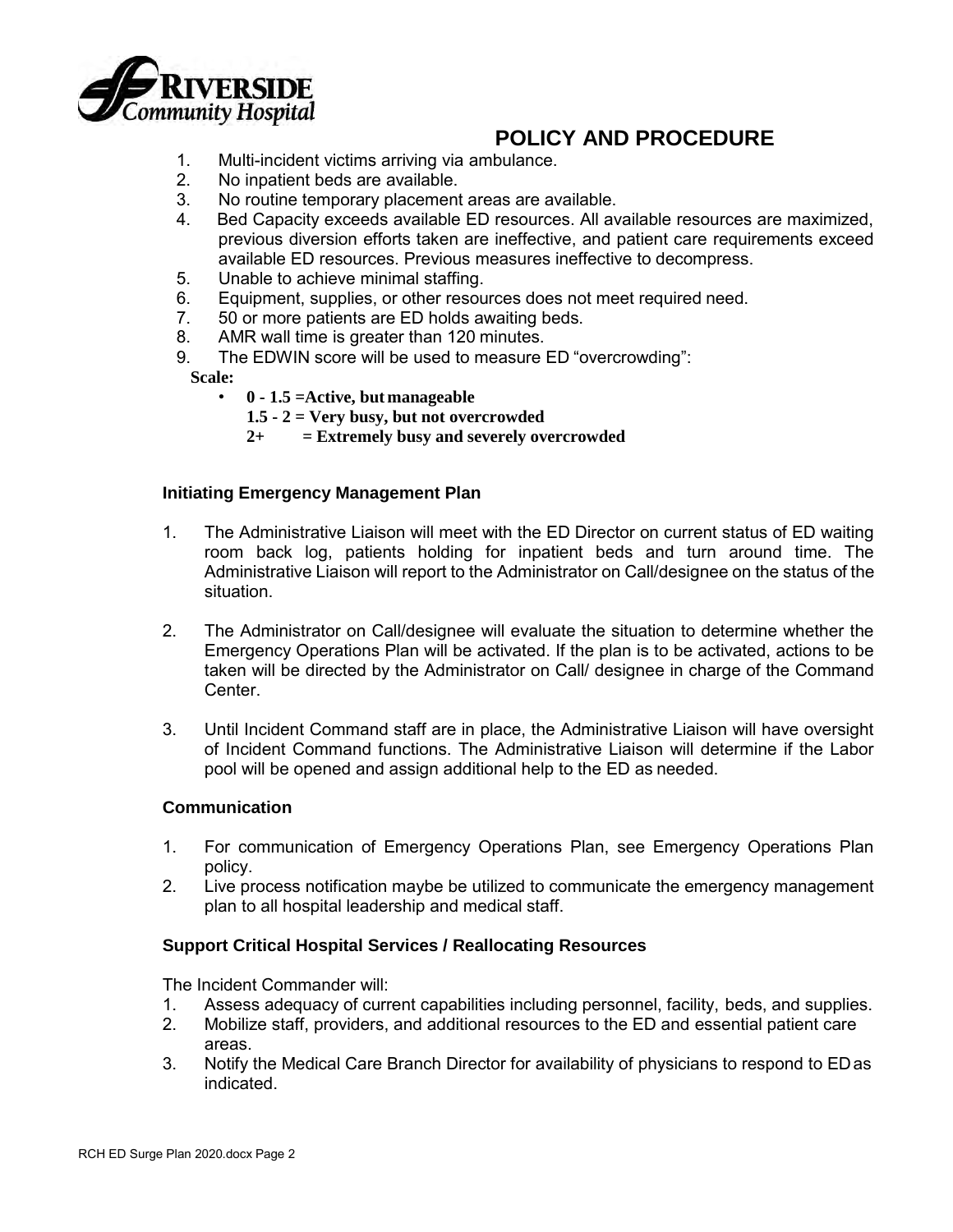1. Multi-incident victims arriving via ambulance.
2. No inpatient beds are available.
3. No routine temporary placement areas are available.
4. Bed Capacity exceeds available ED resources. All available resources are maximized, previous diversion efforts taken are ineffective, and patient care requirements exceed available ED resources. Previous measures ineffective to decompress.
5. Unable to achieve minimal staffing.
6. Equipment, supplies, or other resources does not meet required need.
7. 50 or more patients are ED holds awaiting beds.
8. AMR wall time is greater than 120 minutes.
9. The EDWIN score will be used to measure ED "overcrowding":

**Scale:**

- **0 - 1.5 =Active, but manageable**
  **1.5 - 2 = Very busy, but not overcrowded**
  **2+ = Extremely busy and severely overcrowded**

### Initiating Emergency Management Plan

1. The Administrative Liaison will meet with the ED Director on current status of ED waiting room back log, patients holding for inpatient beds and turn around time. The Administrative Liaison will report to the Administrator on Call/designee on the status of the situation.

2. The Administrator on Call/designee will evaluate the situation to determine whether the Emergency Operations Plan will be activated. If the plan is to be activated, actions to be taken will be directed by the Administrator on Call/ designee in charge of the Command Center.

3. Until Incident Command staff are in place, the Administrative Liaison will have oversight of Incident Command functions. The Administrative Liaison will determine if the Labor pool will be opened and assign additional help to the ED as needed.

### Communication

1. For communication of Emergency Operations Plan, see Emergency Operations Plan policy.
2. Live process notification maybe be utilized to communicate the emergency management plan to all hospital leadership and medical staff.

### Support Critical Hospital Services / Reallocating Resources

The Incident Commander will:

1. Assess adequacy of current capabilities including personnel, facility, beds, and supplies.
2. Mobilize staff, providers, and additional resources to the ED and essential patient care areas.
3. Notify the Medical Care Branch Director for availability of physicians to respond to ED as indicated.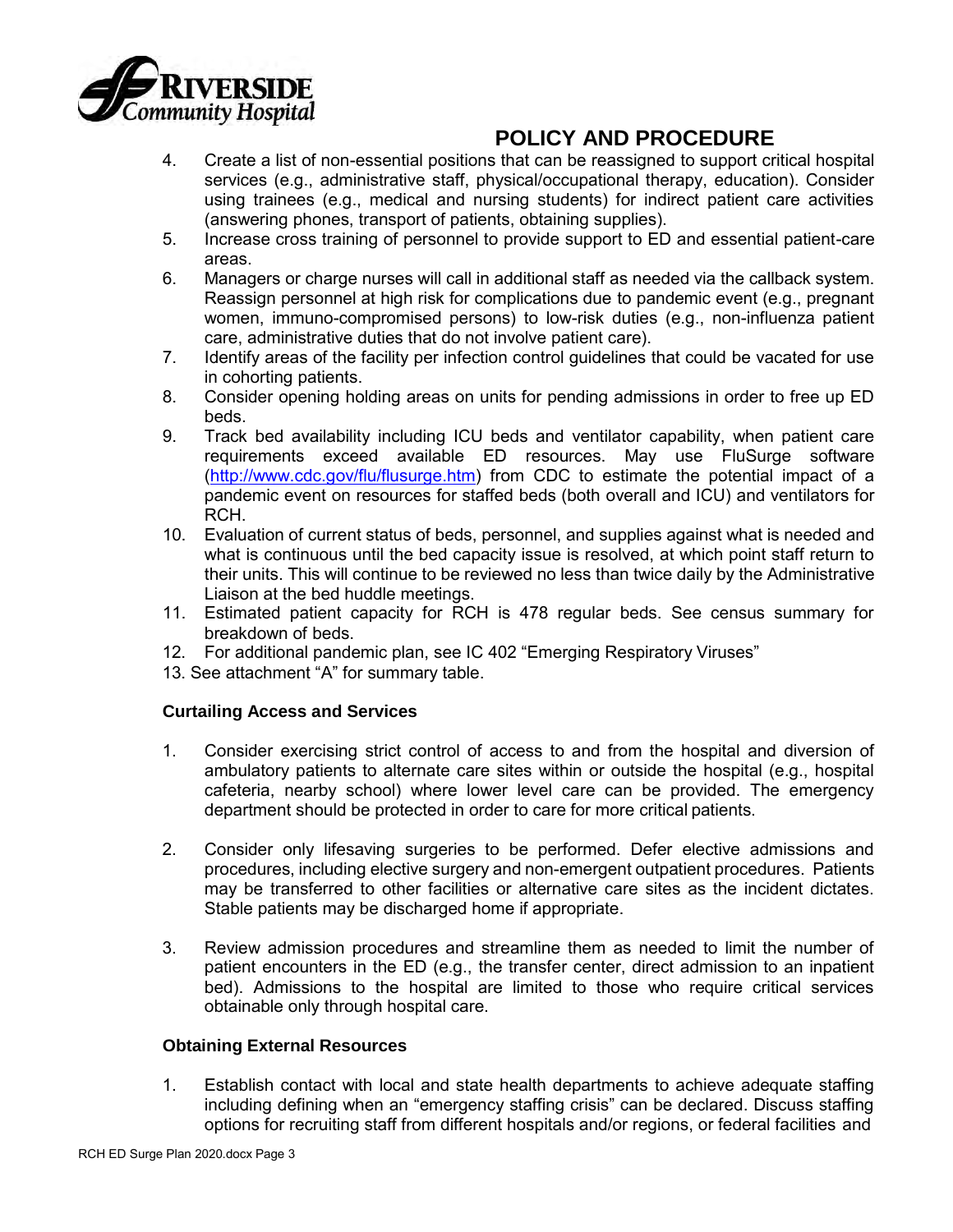4. Create a list of non-essential positions that can be reassigned to support critical hospital services (e.g., administrative staff, physical/occupational therapy, education). Consider using trainees (e.g., medical and nursing students) for indirect patient care activities (answering phones, transport of patients, obtaining supplies).
5. Increase cross training of personnel to provide support to ED and essential patient-care areas.
6. Managers or charge nurses will call in additional staff as needed via the callback system. Reassign personnel at high risk for complications due to pandemic event (e.g., pregnant women, immuno-compromised persons) to low-risk duties (e.g., non-influenza patient care, administrative duties that do not involve patient care).
7. Identify areas of the facility per infection control guidelines that could be vacated for use in cohorting patients.
8. Consider opening holding areas on units for pending admissions in order to free up ED beds.
9. Track bed availability including ICU beds and ventilator capability, when patient care requirements exceed available ED resources. May use FluSurge software (http://www.cdc.gov/flu/flusurge.htm) from CDC to estimate the potential impact of a pandemic event on resources for staffed beds (both overall and ICU) and ventilators for RCH.
10. Evaluation of current status of beds, personnel, and supplies against what is needed and what is continuous until the bed capacity issue is resolved, at which point staff return to their units. This will continue to be reviewed no less than twice daily by the Administrative Liaison at the bed huddle meetings.
11. Estimated patient capacity for RCH is 478 regular beds. See census summary for breakdown of beds.
12. For additional pandemic plan, see IC 402 "Emerging Respiratory Viruses"
13. See attachment "A" for summary table.

**Curtailing Access and Services**

1. Consider exercising strict control of access to and from the hospital and diversion of ambulatory patients to alternate care sites within or outside the hospital (e.g., hospital cafeteria, nearby school) where lower level care can be provided. The emergency department should be protected in order to care for more critical patients.

2. Consider only lifesaving surgeries to be performed. Defer elective admissions and procedures, including elective surgery and non-emergent outpatient procedures. Patients may be transferred to other facilities or alternative care sites as the incident dictates. Stable patients may be discharged home if appropriate.

3. Review admission procedures and streamline them as needed to limit the number of patient encounters in the ED (e.g., the transfer center, direct admission to an inpatient bed). Admissions to the hospital are limited to those who require critical services obtainable only through hospital care.

**Obtaining External Resources**

1. Establish contact with local and state health departments to achieve adequate staffing including defining when an "emergency staffing crisis" can be declared. Discuss staffing options for recruiting staff from different hospitals and/or regions, or federal facilities and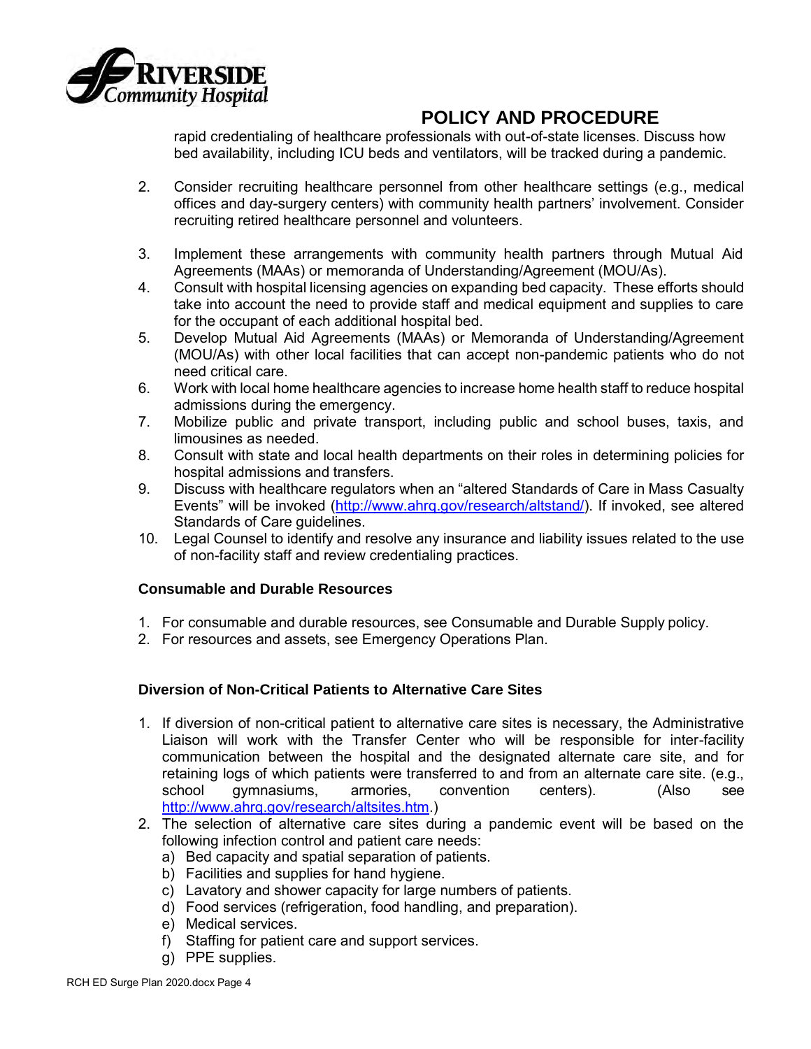rapid credentialing of healthcare professionals with out-of-state licenses. Discuss how bed availability, including ICU beds and ventilators, will be tracked during a pandemic.

2. Consider recruiting healthcare personnel from other healthcare settings (e.g., medical offices and day-surgery centers) with community health partners' involvement. Consider recruiting retired healthcare personnel and volunteers.

3. Implement these arrangements with community health partners through Mutual Aid Agreements (MAAs) or memoranda of Understanding/Agreement (MOU/As).
4. Consult with hospital licensing agencies on expanding bed capacity. These efforts should take into account the need to provide staff and medical equipment and supplies to care for the occupant of each additional hospital bed.
5. Develop Mutual Aid Agreements (MAAs) or Memoranda of Understanding/Agreement (MOU/As) with other local facilities that can accept non-pandemic patients who do not need critical care.
6. Work with local home healthcare agencies to increase home health staff to reduce hospital admissions during the emergency.
7. Mobilize public and private transport, including public and school buses, taxis, and limousines as needed.
8. Consult with state and local health departments on their roles in determining policies for hospital admissions and transfers.
9. Discuss with healthcare regulators when an "altered Standards of Care in Mass Casualty Events" will be invoked (http://www.ahrq.gov/research/altstand/). If invoked, see altered Standards of Care guidelines.
10. Legal Counsel to identify and resolve any insurance and liability issues related to the use of non-facility staff and review credentialing practices.

**Consumable and Durable Resources**

1. For consumable and durable resources, see Consumable and Durable Supply policy.
2. For resources and assets, see Emergency Operations Plan.

**Diversion of Non-Critical Patients to Alternative Care Sites**

1. If diversion of non-critical patient to alternative care sites is necessary, the Administrative Liaison will work with the Transfer Center who will be responsible for inter-facility communication between the hospital and the designated alternate care site, and for retaining logs of which patients were transferred to and from an alternate care site. (e.g., school gymnasiums, armories, convention centers). (Also see http://www.ahrq.gov/research/altsites.htm.)
2. The selection of alternative care sites during a pandemic event will be based on the following infection control and patient care needs:
   a) Bed capacity and spatial separation of patients.
   b) Facilities and supplies for hand hygiene.
   c) Lavatory and shower capacity for large numbers of patients.
   d) Food services (refrigeration, food handling, and preparation).
   e) Medical services.
   f) Staffing for patient care and support services.
   g) PPE supplies.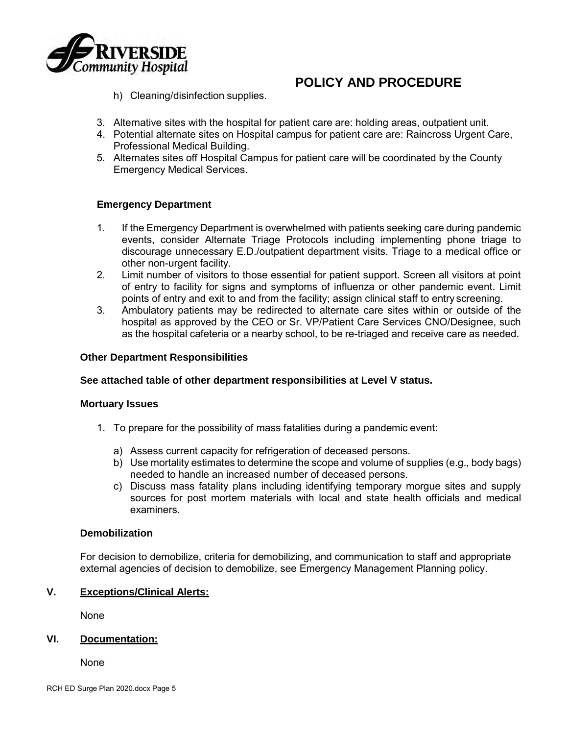h) Cleaning/disinfection supplies.

3. Alternative sites with the hospital for patient care are: holding areas, outpatient unit.
4. Potential alternate sites on Hospital campus for patient care are: Raincross Urgent Care, Professional Medical Building.
5. Alternates sites off Hospital Campus for patient care will be coordinated by the County Emergency Medical Services.

**Emergency Department**

1. If the Emergency Department is overwhelmed with patients seeking care during pandemic events, consider Alternate Triage Protocols including implementing phone triage to discourage unnecessary E.D./outpatient department visits. Triage to a medical office or other non-urgent facility.
2. Limit number of visitors to those essential for patient support. Screen all visitors at point of entry to facility for signs and symptoms of influenza or other pandemic event. Limit points of entry and exit to and from the facility; assign clinical staff to entry screening.
3. Ambulatory patients may be redirected to alternate care sites within or outside of the hospital as approved by the CEO or Sr. VP/Patient Care Services CNO/Designee, such as the hospital cafeteria or a nearby school, to be re-triaged and receive care as needed.

**Other Department Responsibilities**

**See attached table of other department responsibilities at Level V status.**

**Mortuary Issues**

1. To prepare for the possibility of mass fatalities during a pandemic event:
   a) Assess current capacity for refrigeration of deceased persons.
   b) Use mortality estimates to determine the scope and volume of supplies (e.g., body bags) needed to handle an increased number of deceased persons.
   c) Discuss mass fatality plans including identifying temporary morgue sites and supply sources for post mortem materials with local and state health officials and medical examiners.

**Demobilization**

For decision to demobilize, criteria for demobilizing, and communication to staff and appropriate external agencies of decision to demobilize, see Emergency Management Planning policy.

## V. Exceptions/Clinical Alerts:

None

## VI. Documentation:

None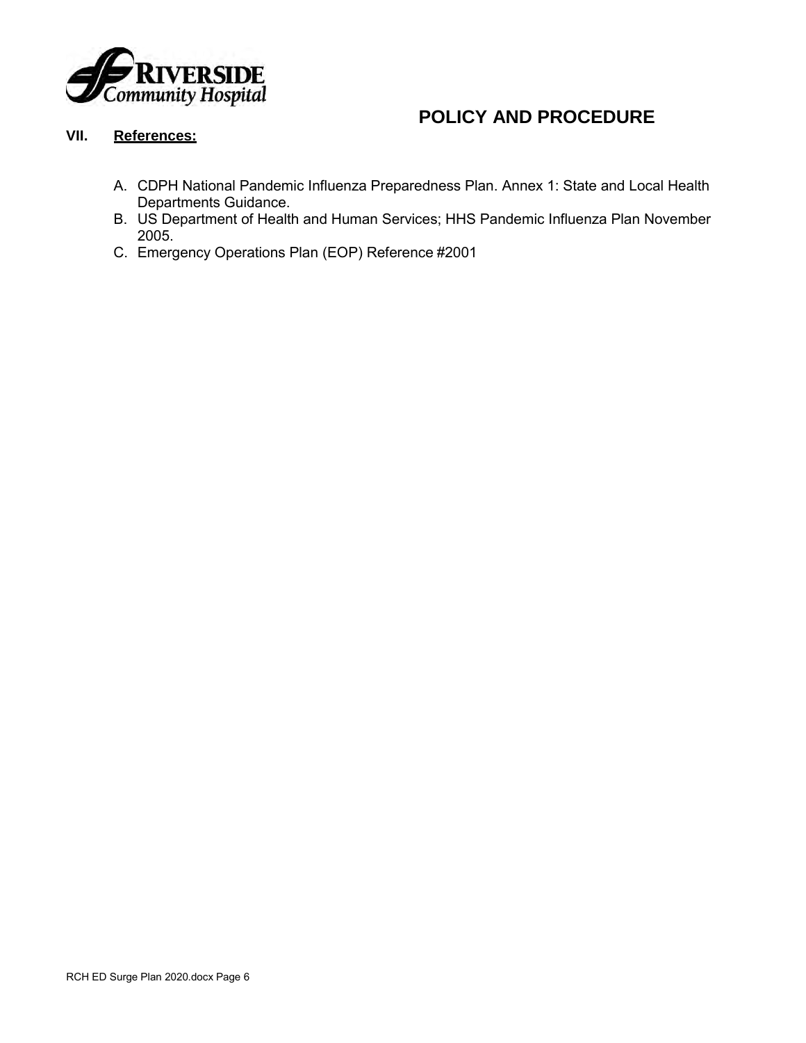## VII. References:

A. CDPH National Pandemic Influenza Preparedness Plan. Annex 1: State and Local Health Departments Guidance.
B. US Department of Health and Human Services; HHS Pandemic Influenza Plan November 2005.
C. Emergency Operations Plan (EOP) Reference #2001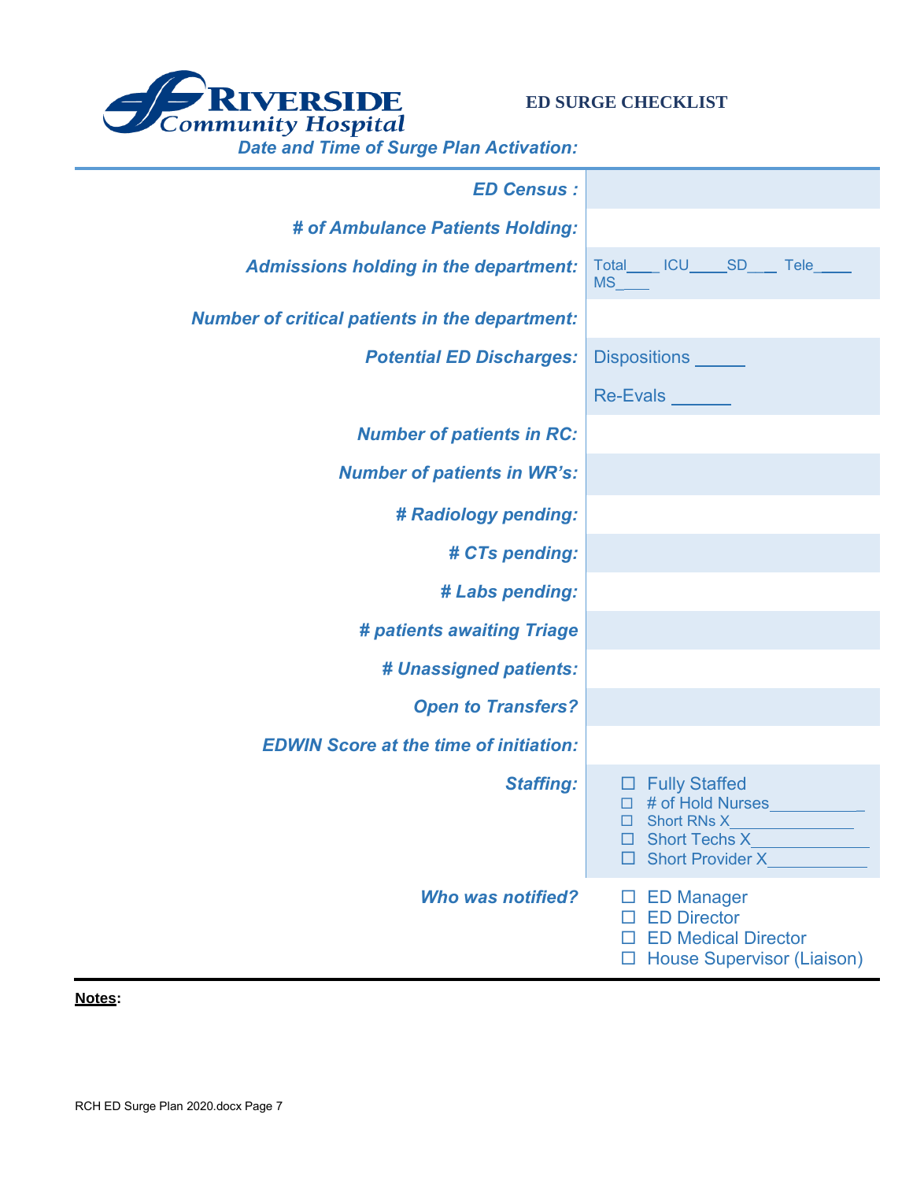**RIVERSIDE Community Hospital**

## ED SURGE CHECKLIST

***Date and Time of Surge Plan Activation:***

| | |
|---|---|
| ***ED Census :*** | |
| ***# of Ambulance Patients Holding:*** | |
| ***Admissions holding in the department:*** | Total___ ICU____SD___ Tele____ MS____ |
| ***Number of critical patients in the department:*** | |
| ***Potential ED Discharges:*** | Dispositions _____<br><br>Re-Evals ______ |
| ***Number of patients in RC:*** | |
| ***Number of patients in WR's:*** | |
| ***# Radiology pending:*** | |
| ***# CTs pending:*** | |
| ***# Labs pending:*** | |
| ***# patients awaiting Triage*** | |
| ***# Unassigned patients:*** | |
| ***Open to Transfers?*** | |
| ***EDWIN Score at the time of initiation:*** | |
| ***Staffing:*** | ☐ Fully Staffed<br>☐ # of Hold Nurses__________<br>☐ Short RNs X_____________<br>☐ Short Techs X____________<br>☐ Short Provider X__________ |
| ***Who was notified?*** | ☐ ED Manager<br>☐ ED Director<br>☐ ED Medical Director<br>☐ House Supervisor (Liaison) |

**Notes:**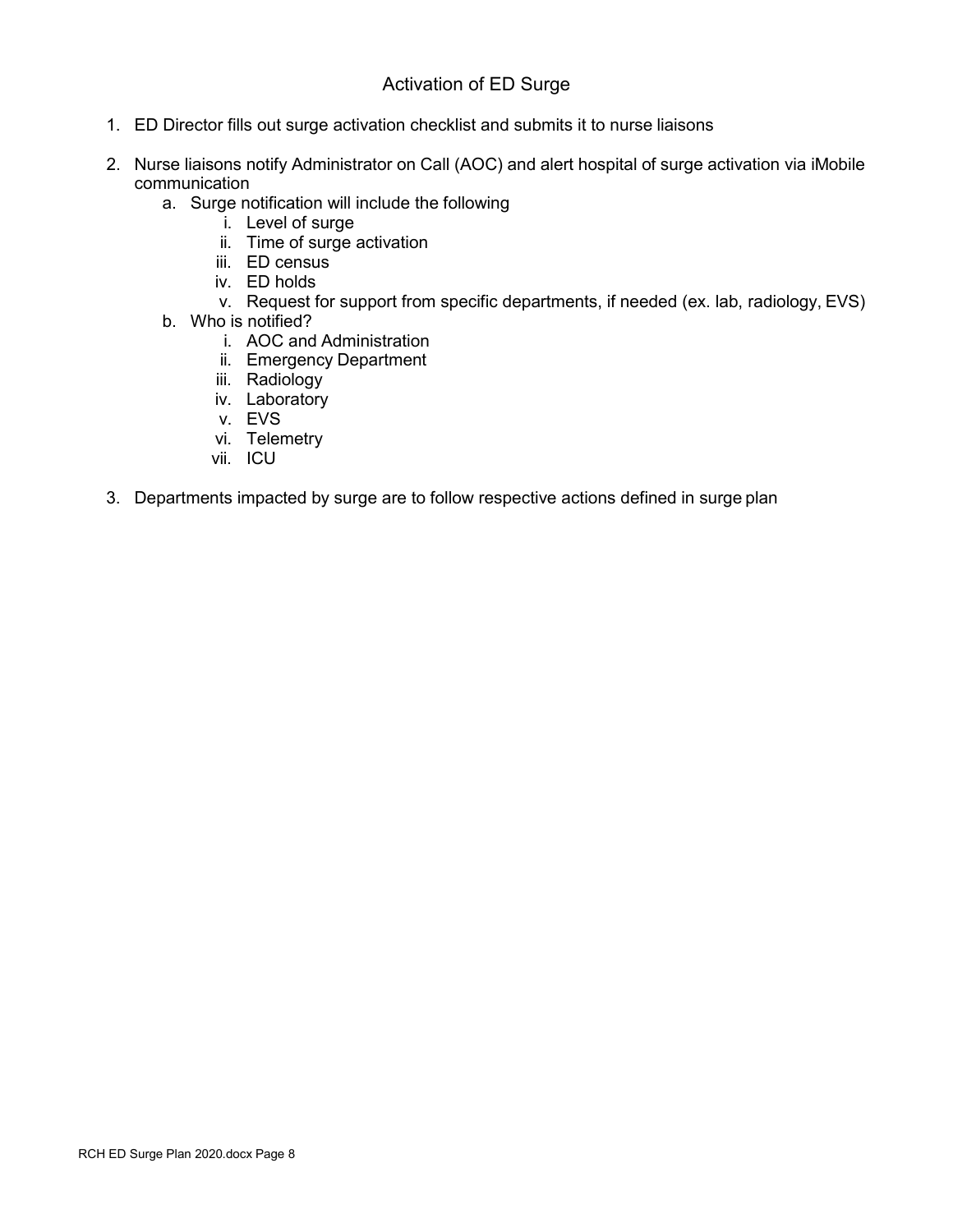## Activation of ED Surge

1. ED Director fills out surge activation checklist and submits it to nurse liaisons

2. Nurse liaisons notify Administrator on Call (AOC) and alert hospital of surge activation via iMobile communication
   a. Surge notification will include the following
      i. Level of surge
      ii. Time of surge activation
      iii. ED census
      iv. ED holds
      v. Request for support from specific departments, if needed (ex. lab, radiology, EVS)
   b. Who is notified?
      i. AOC and Administration
      ii. Emergency Department
      iii. Radiology
      iv. Laboratory
      v. EVS
      vi. Telemetry
      vii. ICU

3. Departments impacted by surge are to follow respective actions defined in surge plan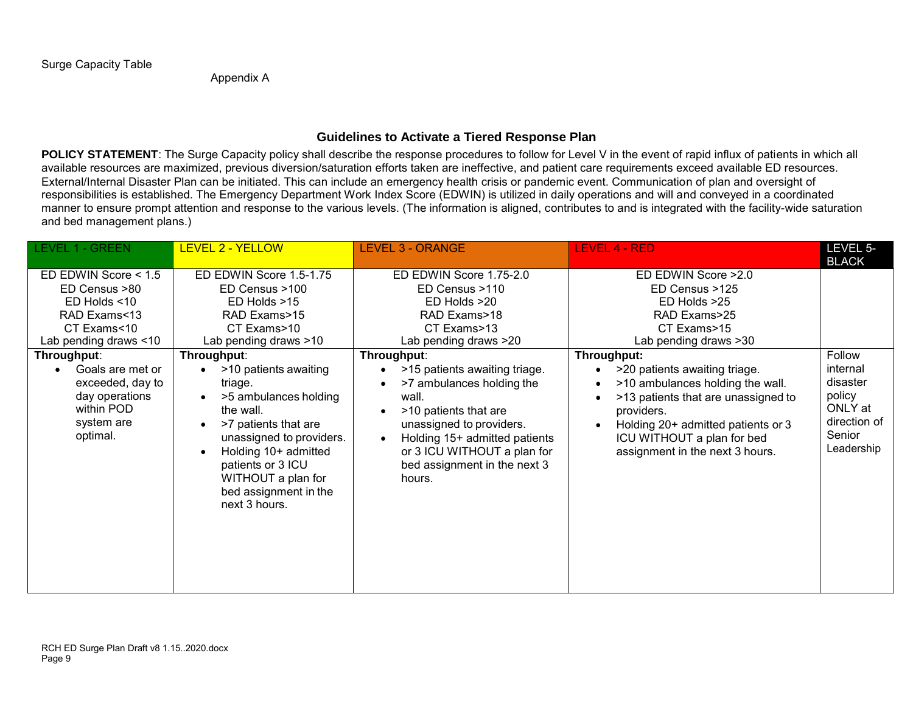Surge Capacity Table

Appendix A

## Guidelines to Activate a Tiered Response Plan

**POLICY STATEMENT**: The Surge Capacity policy shall describe the response procedures to follow for Level V in the event of rapid influx of patients in which all available resources are maximized, previous diversion/saturation efforts taken are ineffective, and patient care requirements exceed available ED resources. External/Internal Disaster Plan can be initiated. This can include an emergency health crisis or pandemic event. Communication of plan and oversight of responsibilities is established. The Emergency Department Work Index Score (EDWIN) is utilized in daily operations and will and conveyed in a coordinated manner to ensure prompt attention and response to the various levels. (The information is aligned, contributes to and is integrated with the facility-wide saturation and bed management plans.)

| LEVEL 1 - GREEN | LEVEL 2 - YELLOW | LEVEL 3 - ORANGE | LEVEL 4 - RED | LEVEL 5- BLACK |
|---|---|---|---|---|
| ED EDWIN Score < 1.5<br>ED Census >80<br>ED Holds <10<br>RAD Exams<13<br>CT Exams<10<br>Lab pending draws <10 | ED EDWIN Score 1.5-1.75<br>ED Census >100<br>ED Holds >15<br>RAD Exams>15<br>CT Exams>10<br>Lab pending draws >10 | ED EDWIN Score 1.75-2.0<br>ED Census >110<br>ED Holds >20<br>RAD Exams>18<br>CT Exams>13<br>Lab pending draws >20 | ED EDWIN Score >2.0<br>ED Census >125<br>ED Holds >25<br>RAD Exams>25<br>CT Exams>15<br>Lab pending draws >30 | |
| **Throughput**:<br>• Goals are met or exceeded, day to day operations within POD system are optimal. | **Throughput**:<br>• >10 patients awaiting triage.<br>• >5 ambulances holding the wall.<br>• >7 patients that are unassigned to providers.<br>• Holding 10+ admitted patients or 3 ICU WITHOUT a plan for bed assignment in the next 3 hours. | **Throughput**:<br>• >15 patients awaiting triage.<br>• >7 ambulances holding the wall.<br>• >10 patients that are unassigned to providers.<br>• Holding 15+ admitted patients or 3 ICU WITHOUT a plan for bed assignment in the next 3 hours. | **Throughput:**<br>• >20 patients awaiting triage.<br>• >10 ambulances holding the wall.<br>• >13 patients that are unassigned to providers.<br>• Holding 20+ admitted patients or 3 ICU WITHOUT a plan for bed assignment in the next 3 hours. | Follow internal disaster policy ONLY at direction of Senior Leadership |

RCH ED Surge Plan Draft v8 1.15..2020.docx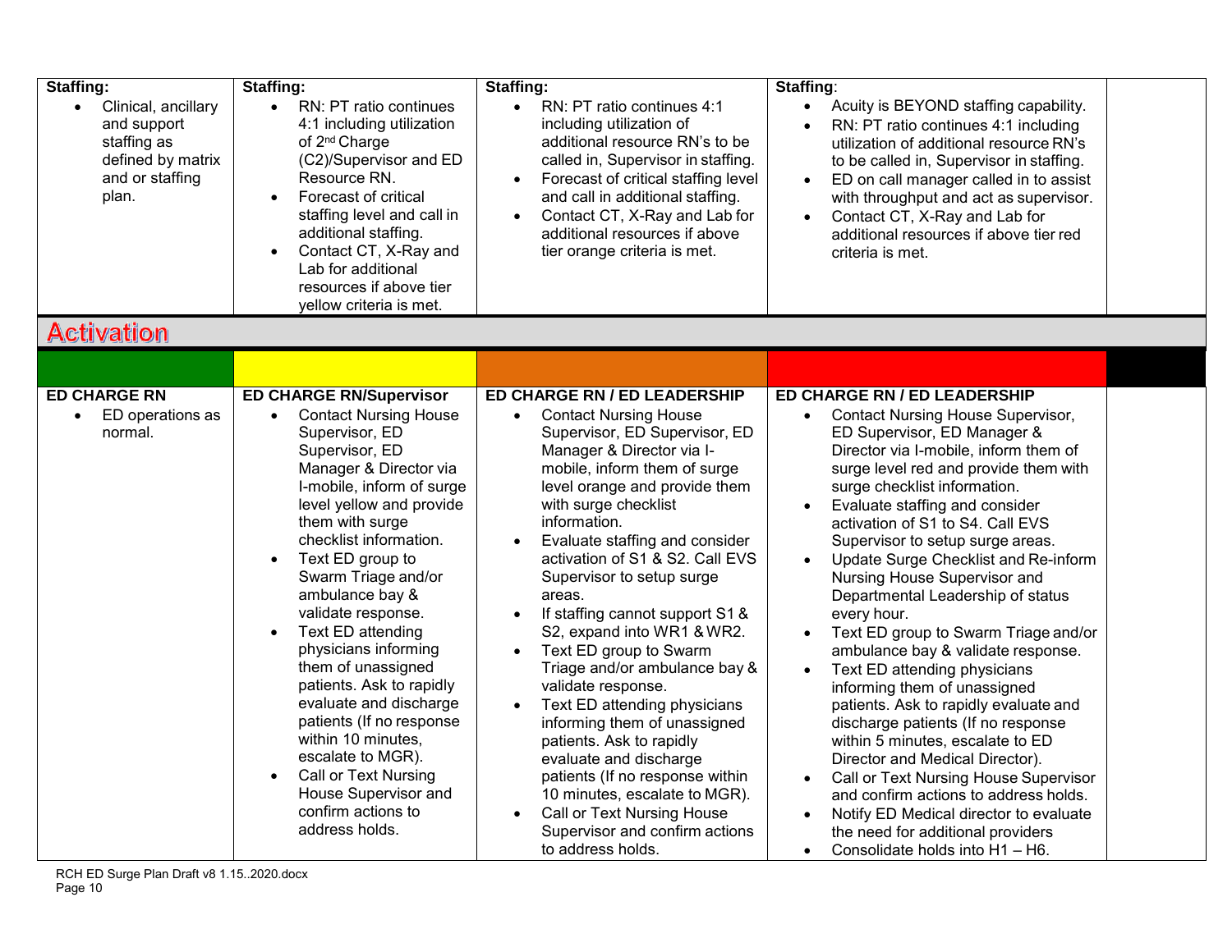| | | | | |
|---|---|---|---|---|
| **Staffing:**<br>• Clinical, ancillary and support staffing as defined by matrix and or staffing plan. | **Staffing:**<br>• RN: PT ratio continues 4:1 including utilization of 2nd Charge (C2)/Supervisor and ED Resource RN.<br>• Forecast of critical staffing level and call in additional staffing.<br>• Contact CT, X-Ray and Lab for additional resources if above tier yellow criteria is met. | **Staffing:**<br>• RN: PT ratio continues 4:1 including utilization of additional resource RN's to be called in, Supervisor in staffing.<br>• Forecast of critical staffing level and call in additional staffing.<br>• Contact CT, X-Ray and Lab for additional resources if above tier orange criteria is met. | **Staffing**:<br>• Acuity is BEYOND staffing capability.<br>• RN: PT ratio continues 4:1 including utilization of additional resource RN's to be called in, Supervisor in staffing.<br>• ED on call manager called in to assist with throughput and act as supervisor.<br>• Contact CT, X-Ray and Lab for additional resources if above tier red criteria is met. | |

## Activation

| | | | | |
|---|---|---|---|---|
| **ED CHARGE RN**<br>• ED operations as normal. | **ED CHARGE RN/Supervisor**<br>• Contact Nursing House Supervisor, ED Supervisor, ED Manager & Director via I-mobile, inform of surge level yellow and provide them with surge checklist information.<br>• Text ED group to Swarm Triage and/or ambulance bay & validate response.<br>• Text ED attending physicians informing them of unassigned patients. Ask to rapidly evaluate and discharge patients (If no response within 10 minutes, escalate to MGR).<br>• Call or Text Nursing House Supervisor and confirm actions to address holds. | **ED CHARGE RN / ED LEADERSHIP**<br>• Contact Nursing House Supervisor, ED Supervisor, ED Manager & Director via I-mobile, inform them of surge level orange and provide them with surge checklist information.<br>• Evaluate staffing and consider activation of S1 & S2. Call EVS Supervisor to setup surge areas.<br>• If staffing cannot support S1 & S2, expand into WR1 & WR2.<br>• Text ED group to Swarm Triage and/or ambulance bay & validate response.<br>• Text ED attending physicians informing them of unassigned patients. Ask to rapidly evaluate and discharge patients (If no response within 10 minutes, escalate to MGR).<br>• Call or Text Nursing House Supervisor and confirm actions to address holds. | **ED CHARGE RN / ED LEADERSHIP**<br>• Contact Nursing House Supervisor, ED Supervisor, ED Manager & Director via I-mobile, inform them of surge level red and provide them with surge checklist information.<br>• Evaluate staffing and consider activation of S1 to S4. Call EVS Supervisor to setup surge areas.<br>• Update Surge Checklist and Re-inform Nursing House Supervisor and Departmental Leadership of status every hour.<br>• Text ED group to Swarm Triage and/or ambulance bay & validate response.<br>• Text ED attending physicians informing them of unassigned patients. Ask to rapidly evaluate and discharge patients (If no response within 5 minutes, escalate to ED Director and Medical Director).<br>• Call or Text Nursing House Supervisor and confirm actions to address holds.<br>• Notify ED Medical director to evaluate the need for additional providers<br>• Consolidate holds into H1 – H6. | |

RCH ED Surge Plan Draft v8 1.15..2020.docx